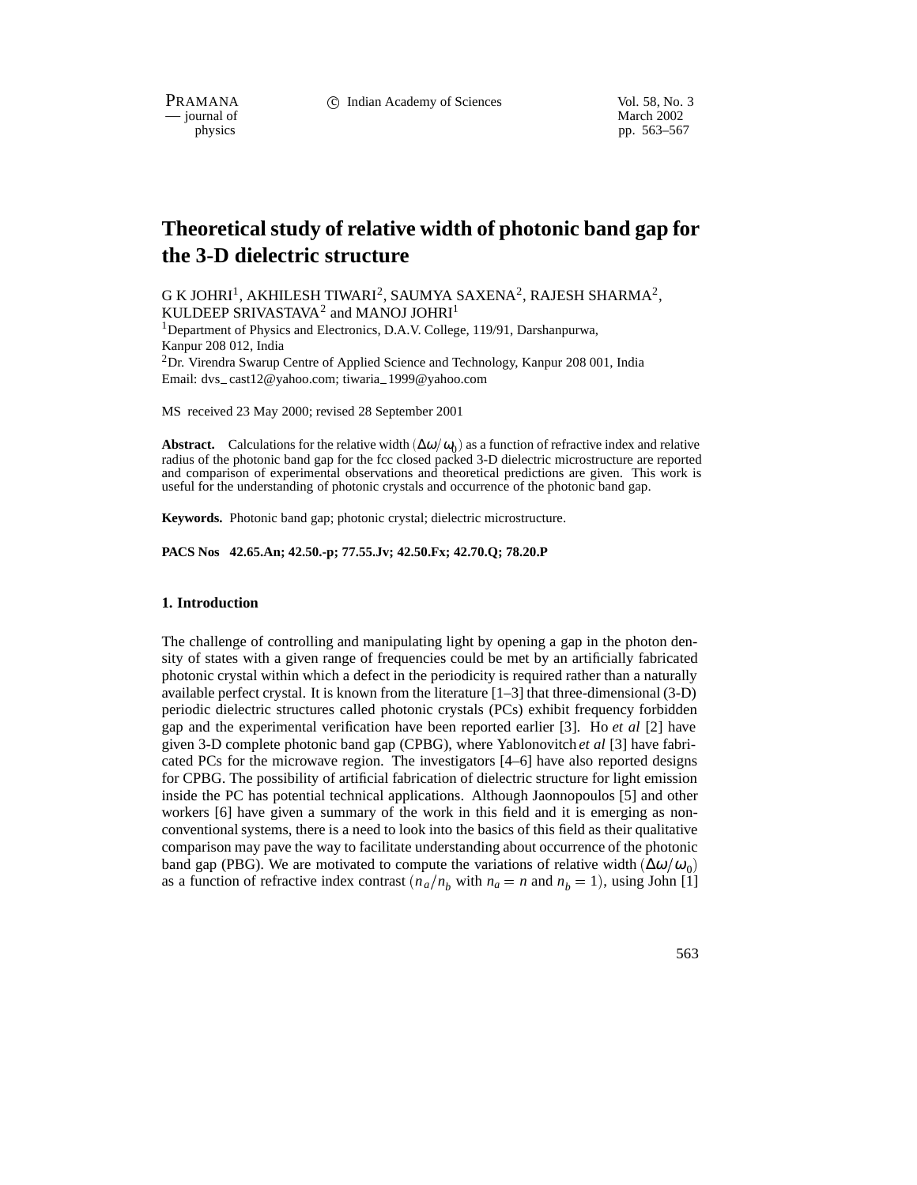# Theoretical study of relative width of photonic band gap for the 3-D dielectric structure

G K JOHRI[1], AKHILESH TIWARI[2], SAUMYA SAXENA[2], RAJESH SHARMA[2], KULDEEP SRIVASTAVA[2] and MANOJ JOHRI[1]

[1]Department of Physics and Electronics, D.A.V. College, 119/91, Darshanpurwa, Kanpur 208 012, India

[2]Dr. Virendra Swarup Centre of Applied Science and Technology, Kanpur 208 001, India

Email: dvs_cast12@yahoo.com; tiwaria_1999@yahoo.com

MS received 23 May 2000; revised 28 September 2001

**Abstract.** Calculations for the relative width $(\Delta\omega/\omega_0)$ as a function of refractive index and relative radius of the photonic band gap for the fcc closed packed 3-D dielectric microstructure are reported and comparison of experimental observations and theoretical predictions are given. This work is useful for the understanding of photonic crystals and occurrence of the photonic band gap.

**Keywords.** Photonic band gap; photonic crystal; dielectric microstructure.

**PACS Nos 42.65.An; 42.50.-p; 77.55.Jv; 42.50.Fx; 42.70.Q; 78.20.P**

## 1. Introduction

The challenge of controlling and manipulating light by opening a gap in the photon density of states with a given range of frequencies could be met by an artificially fabricated photonic crystal within which a defect in the periodicity is required rather than a naturally available perfect crystal. It is known from the literature [1–3] that three-dimensional (3-D) periodic dielectric structures called photonic crystals (PCs) exhibit frequency forbidden gap and the experimental verification have been reported earlier [3]. Ho *et al* [2] have given 3-D complete photonic band gap (CPBG), where Yablonovitch *et al* [3] have fabricated PCs for the microwave region. The investigators [4–6] have also reported designs for CPBG. The possibility of artificial fabrication of dielectric structure for light emission inside the PC has potential technical applications. Although Jaonnopoulos [5] and other workers [6] have given a summary of the work in this field and it is emerging as non-conventional systems, there is a need to look into the basics of this field as their qualitative comparison may pave the way to facilitate understanding about occurrence of the photonic band gap (PBG). We are motivated to compute the variations of relative width $(\Delta\omega/\omega_0)$ as a function of refractive index contrast $(n_a/n_b$ with $n_a = n$ and $n_b = 1)$, using John [1]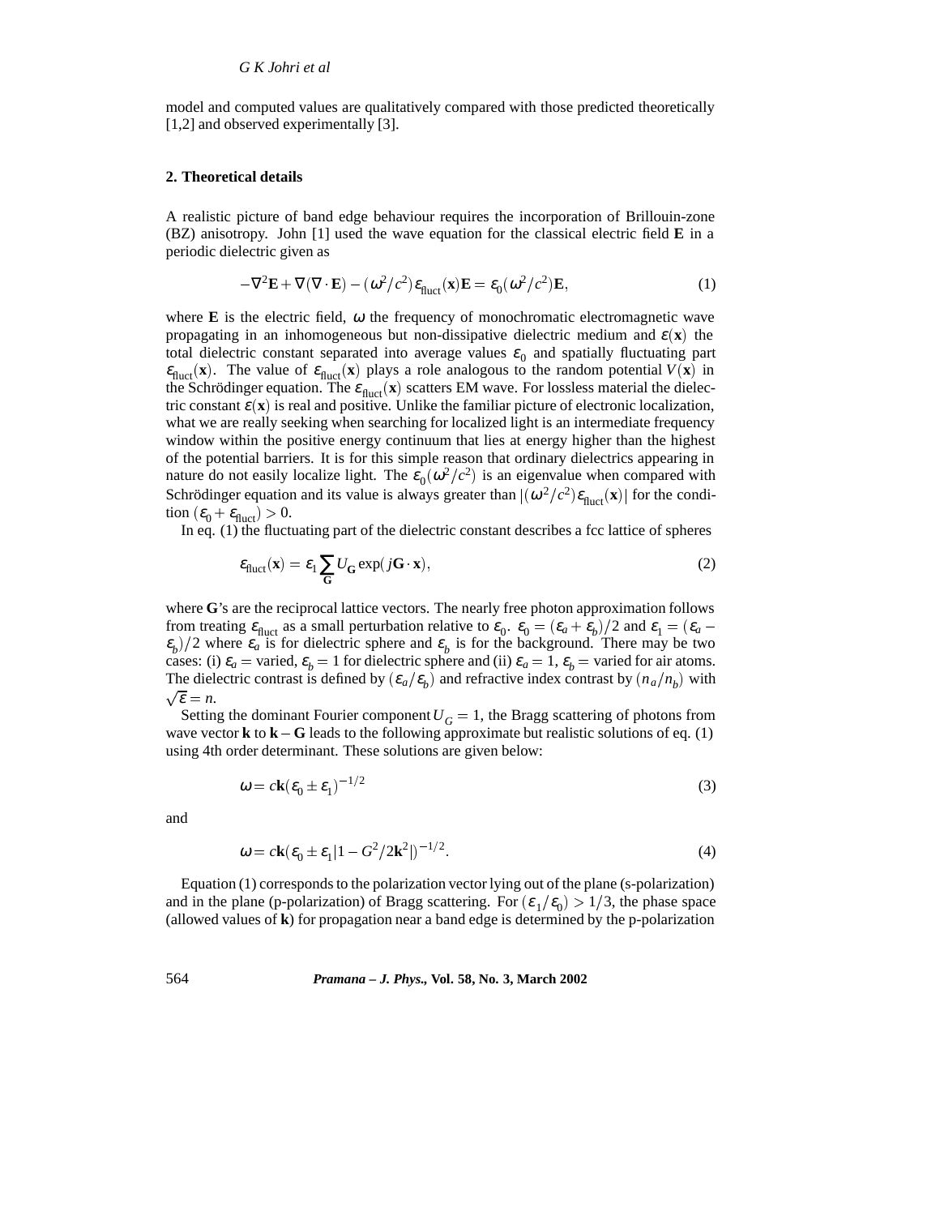model and computed values are qualitatively compared with those predicted theoretically [1,2] and observed experimentally [3].

## 2. Theoretical details

A realistic picture of band edge behaviour requires the incorporation of Brillouin-zone (BZ) anisotropy. John [1] used the wave equation for the classical electric field **E** in a periodic dielectric given as

$$-\nabla^2 \mathbf{E} + \nabla(\nabla \cdot \mathbf{E}) - (\omega^2/c^2)\varepsilon_{\text{fluct}}(\mathbf{x})\mathbf{E} = \varepsilon_0(\omega^2/c^2)\mathbf{E}, \tag{1}$$

where **E** is the electric field, $\omega$ the frequency of monochromatic electromagnetic wave propagating in an inhomogeneous but non-dissipative dielectric medium and $\varepsilon(\mathbf{x})$ the total dielectric constant separated into average values $\varepsilon_0$ and spatially fluctuating part $\varepsilon_{\text{fluct}}(\mathbf{x})$. The value of $\varepsilon_{\text{fluct}}(\mathbf{x})$ plays a role analogous to the random potential $V(\mathbf{x})$ in the Schrödinger equation. The $\varepsilon_{\text{fluct}}(\mathbf{x})$ scatters EM wave. For lossless material the dielectric constant $\varepsilon(\mathbf{x})$ is real and positive. Unlike the familiar picture of electronic localization, what we are really seeking when searching for localized light is an intermediate frequency window within the positive energy continuum that lies at energy higher than the highest of the potential barriers. It is for this simple reason that ordinary dielectrics appearing in nature do not easily localize light. The $\varepsilon_0(\omega^2/c^2)$ is an eigenvalue when compared with Schrödinger equation and its value is always greater than $|(\omega^2/c^2)\varepsilon_{\text{fluct}}(\mathbf{x})|$ for the condition $(\varepsilon_0 + \varepsilon_{\text{fluct}}) > 0$.

In eq. (1) the fluctuating part of the dielectric constant describes a fcc lattice of spheres

$$\varepsilon_{\text{fluct}}(\mathbf{x}) = \varepsilon_1 \sum_{\mathbf{G}} U_{\mathbf{G}} \exp(j\mathbf{G} \cdot \mathbf{x}), \tag{2}$$

where **G**'s are the reciprocal lattice vectors. The nearly free photon approximation follows from treating $\varepsilon_{\text{fluct}}$ as a small perturbation relative to $\varepsilon_0$. $\varepsilon_0 = (\varepsilon_a + \varepsilon_b)/2$ and $\varepsilon_1 = (\varepsilon_a - \varepsilon_b)/2$ where $\varepsilon_a$ is for dielectric sphere and $\varepsilon_b$ is for the background. There may be two cases: (i) $\varepsilon_a =$ varied, $\varepsilon_b = 1$ for dielectric sphere and (ii) $\varepsilon_a = 1$, $\varepsilon_b =$ varied for air atoms. The dielectric contrast is defined by $(\varepsilon_a/\varepsilon_b)$ and refractive index contrast by $(n_a/n_b)$ with $\sqrt{\varepsilon} = n$.

Setting the dominant Fourier component $U_G = 1$, the Bragg scattering of photons from wave vector **k** to **k** – **G** leads to the following approximate but realistic solutions of eq. (1) using 4th order determinant. These solutions are given below:

$$\omega = c\mathbf{k}(\varepsilon_0 \pm \varepsilon_1)^{-1/2} \tag{3}$$

and

$$\omega = c\mathbf{k}(\varepsilon_0 \pm \varepsilon_1|1 - G^2/2\mathbf{k}^2|)^{-1/2}. \tag{4}$$

Equation (1) corresponds to the polarization vector lying out of the plane (s-polarization) and in the plane (p-polarization) of Bragg scattering. For $(\varepsilon_1/\varepsilon_0) > 1/3$, the phase space (allowed values of **k**) for propagation near a band edge is determined by the p-polarization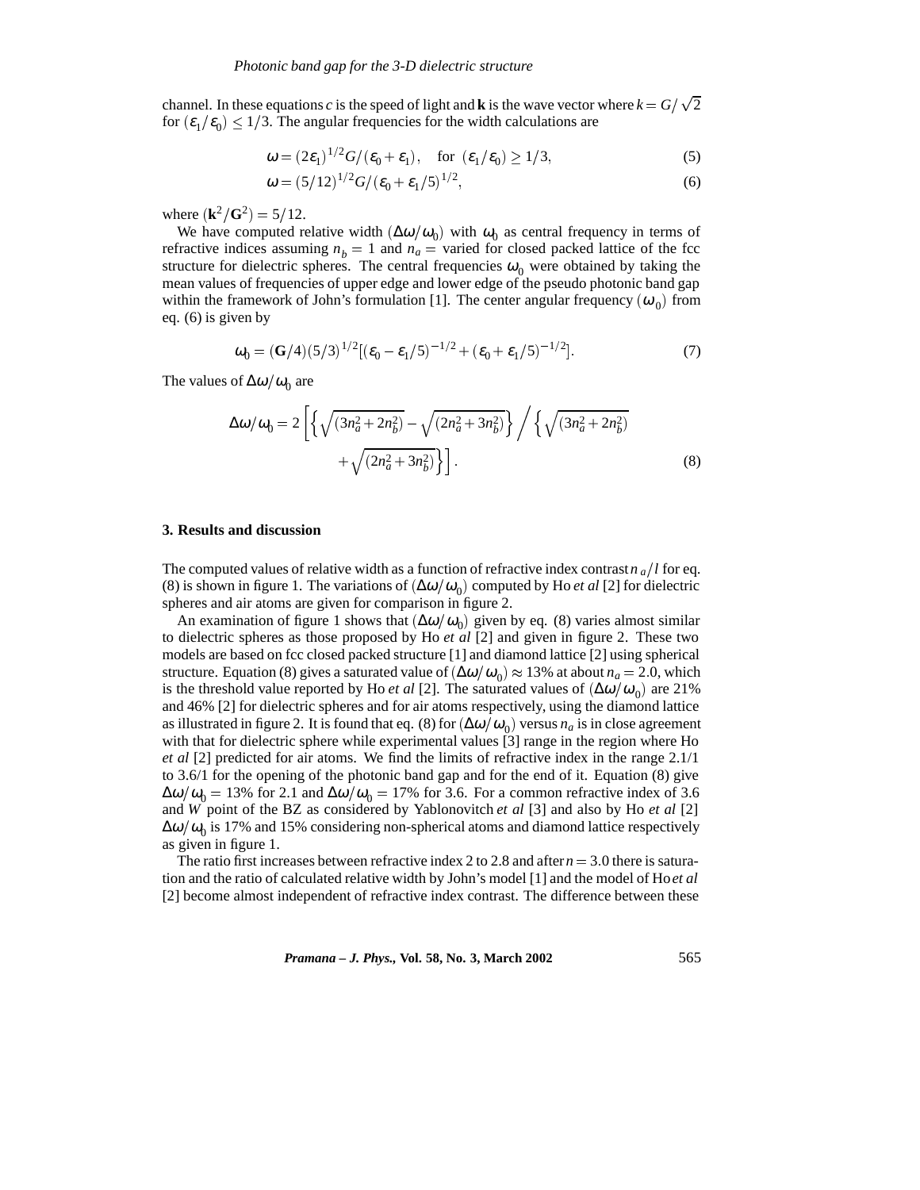channel. In these equations $c$ is the speed of light and $\mathbf{k}$ is the wave vector where $k = G/\sqrt{2}$ for $(\varepsilon_1/\varepsilon_0) \leq 1/3$. The angular frequencies for the width calculations are

$$\omega = (2\varepsilon_1)^{1/2} G/(\varepsilon_0 + \varepsilon_1), \quad \text{for } (\varepsilon_1/\varepsilon_0) \geq 1/3, \tag{5}$$

$$\omega = (5/12)^{1/2} G/(\varepsilon_0 + \varepsilon_1/5)^{1/2}, \tag{6}$$

where $(\mathbf{k}^2/\mathbf{G}^2) = 5/12$.

We have computed relative width $(\Delta\omega/\omega_0)$ with $\omega_0$ as central frequency in terms of refractive indices assuming $n_b = 1$ and $n_a =$ varied for closed packed lattice of the fcc structure for dielectric spheres. The central frequencies $\omega_0$ were obtained by taking the mean values of frequencies of upper edge and lower edge of the pseudo photonic band gap within the framework of John's formulation [1]. The center angular frequency $(\omega_0)$ from eq. (6) is given by

$$\omega_0 = (\mathbf{G}/4)(5/3)^{1/2}[(\varepsilon_0 - \varepsilon_1/5)^{-1/2} + (\varepsilon_0 + \varepsilon_1/5)^{-1/2}]. \tag{7}$$

The values of $\Delta\omega/\omega_0$ are

$$\Delta\omega/\omega_0 = 2\left[\left\{\sqrt{(3n_a^2 + 2n_b^2)} - \sqrt{(2n_a^2 + 3n_b^2)}\right\} \Big/ \left\{\sqrt{(3n_a^2 + 2n_b^2)} + \sqrt{(2n_a^2 + 3n_b^2)}\right\}\right]. \tag{8}$$

## 3. Results and discussion

The computed values of relative width as a function of refractive index contrast $n_a/l$ for eq. (8) is shown in figure 1. The variations of $(\Delta\omega/\omega_0)$ computed by Ho *et al* [2] for dielectric spheres and air atoms are given for comparison in figure 2.

An examination of figure 1 shows that $(\Delta\omega/\omega_0)$ given by eq. (8) varies almost similar to dielectric spheres as those proposed by Ho *et al* [2] and given in figure 2. These two models are based on fcc closed packed structure [1] and diamond lattice [2] using spherical structure. Equation (8) gives a saturated value of $(\Delta\omega/\omega_0) \approx 13\%$ at about $n_a = 2.0$, which is the threshold value reported by Ho *et al* [2]. The saturated values of $(\Delta\omega/\omega_0)$ are 21% and 46% [2] for dielectric spheres and for air atoms respectively, using the diamond lattice as illustrated in figure 2. It is found that eq. (8) for $(\Delta\omega/\omega_0)$ versus $n_a$ is in close agreement with that for dielectric sphere while experimental values [3] range in the region where Ho *et al* [2] predicted for air atoms. We find the limits of refractive index in the range 2.1/1 to 3.6/1 for the opening of the photonic band gap and for the end of it. Equation (8) give $\Delta\omega/\omega_0 = 13\%$ for 2.1 and $\Delta\omega/\omega_0 = 17\%$ for 3.6. For a common refractive index of 3.6 and $W$ point of the BZ as considered by Yablonovitch *et al* [3] and also by Ho *et al* [2] $\Delta\omega/\omega_0$ is 17% and 15% considering non-spherical atoms and diamond lattice respectively as given in figure 1.

The ratio first increases between refractive index 2 to 2.8 and after $n = 3.0$ there is saturation and the ratio of calculated relative width by John's model [1] and the model of Ho *et al* [2] become almost independent of refractive index contrast. The difference between these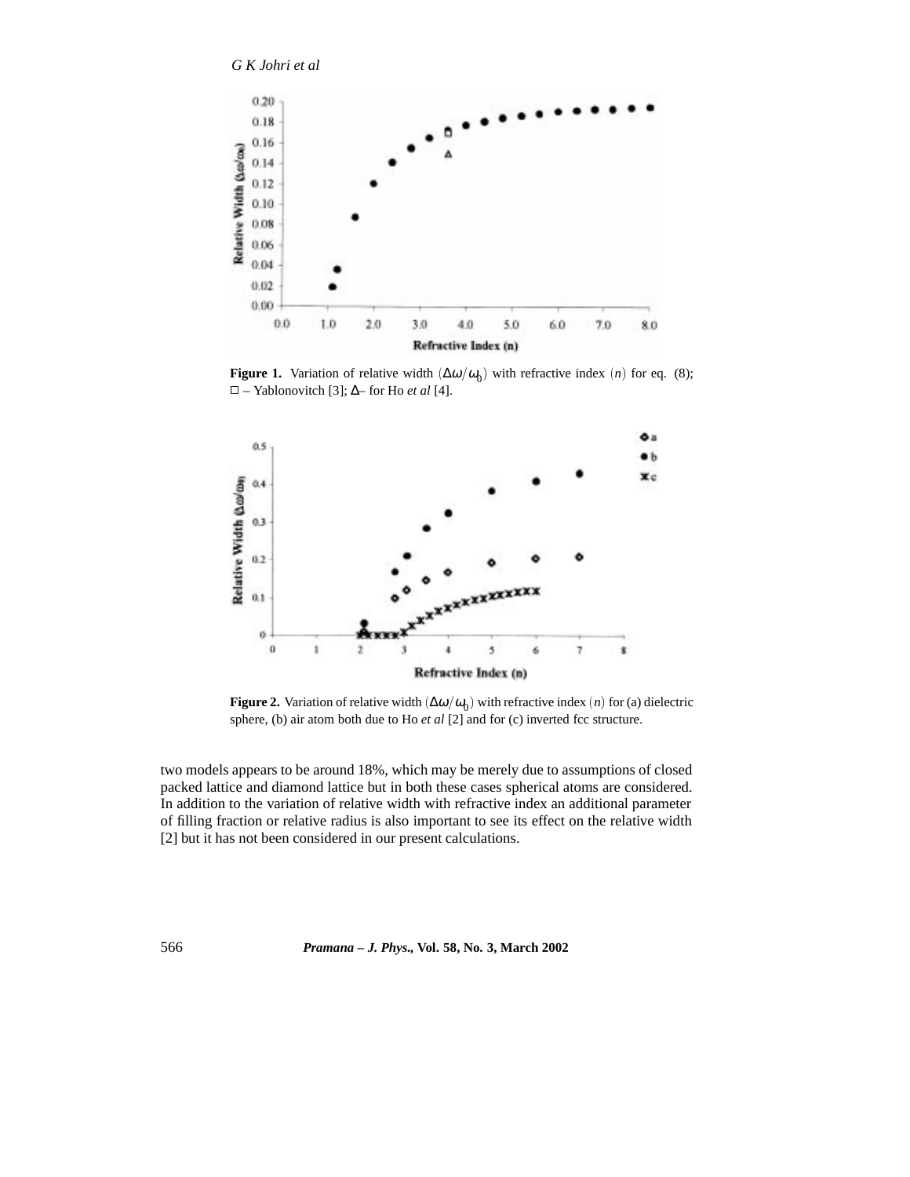**Figure 1.** Variation of relative width $(\Delta\omega/\omega_0)$ with refractive index $(n)$ for eq. (8); □ – Yablonovitch [3]; Δ– for Ho *et al* [4].

**Figure 2.** Variation of relative width $(\Delta\omega/\omega_0)$ with refractive index $(n)$ for (a) dielectric sphere, (b) air atom both due to Ho *et al* [2] and for (c) inverted fcc structure.

two models appears to be around 18%, which may be merely due to assumptions of closed packed lattice and diamond lattice but in both these cases spherical atoms are considered. In addition to the variation of relative width with refractive index an additional parameter of filling fraction or relative radius is also important to see its effect on the relative width [2] but it has not been considered in our present calculations.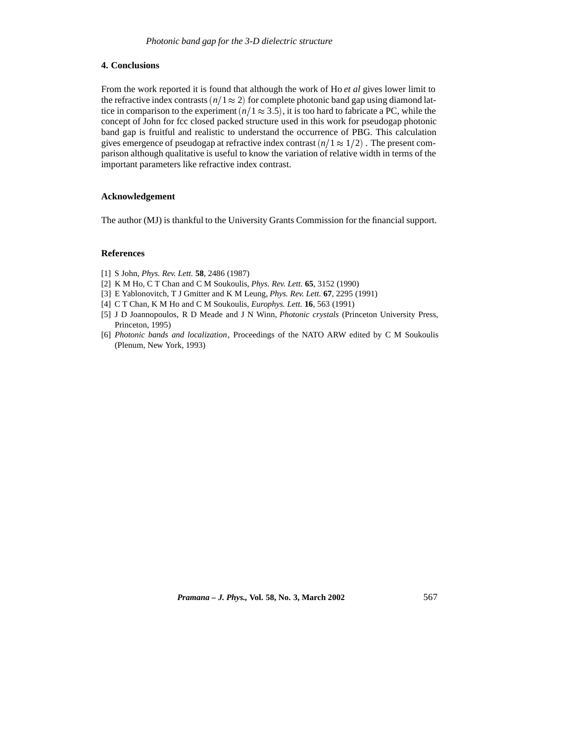## 4. Conclusions

From the work reported it is found that although the work of Ho *et al* gives lower limit to the refractive index contrasts $(n/1 \approx 2)$ for complete photonic band gap using diamond lattice in comparison to the experiment $(n/1 \approx 3.5)$, it is too hard to fabricate a PC, while the concept of John for fcc closed packed structure used in this work for pseudogap photonic band gap is fruitful and realistic to understand the occurrence of PBG. This calculation gives emergence of pseudogap at refractive index contrast $(n/1 \approx 1/2)$ . The present comparison although qualitative is useful to know the variation of relative width in terms of the important parameters like refractive index contrast.

## Acknowledgement

The author (MJ) is thankful to the University Grants Commission for the financial support.

## References

[1] S John, *Phys. Rev. Lett.* **58**, 2486 (1987)

[2] K M Ho, C T Chan and C M Soukoulis, *Phys. Rev. Lett.* **65**, 3152 (1990)

[3] E Yablonovitch, T J Gmitter and K M Leung, *Phys. Rev. Lett.* **67**, 2295 (1991)

[4] C T Chan, K M Ho and C M Soukoulis, *Europhys. Lett.* **16**, 563 (1991)

[5] J D Joannopoulos, R D Meade and J N Winn, *Photonic crystals* (Princeton University Press, Princeton, 1995)

[6] *Photonic bands and localization*, Proceedings of the NATO ARW edited by C M Soukoulis (Plenum, New York, 1993)